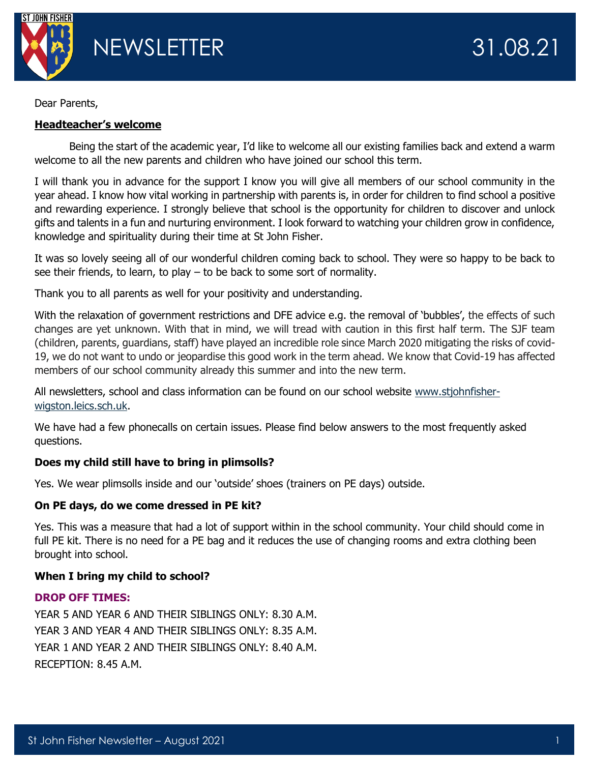# NEWSLETTER 31.08.21

Dear Parents,

**Headteacher's welcome**

Being the start of the academic year, I'd like to welcome all our existing families back and extend a warm welcome to all the new parents and children who have joined our school this term.

I will thank you in advance for the support I know you will give all members of our school community in the year ahead. I know how vital working in partnership with parents is, in order for children to find school a positive and rewarding experience. I strongly believe that school is the opportunity for children to discover and unlock gifts and talents in a fun and nurturing environment. I look forward to watching your children grow in confidence, knowledge and spirituality during their time at St John Fisher.

It was so lovely seeing all of our wonderful children coming back to school. They were so happy to be back to see their friends, to learn, to play – to be back to some sort of normality.

Thank you to all parents as well for your positivity and understanding.

With the relaxation of government restrictions and DFE advice e.g. the removal of 'bubbles', the effects of such changes are yet unknown. With that in mind, we will tread with caution in this first half term. The SJF team (children, parents, guardians, staff) have played an incredible role since March 2020 mitigating the risks of covid-19, we do not want to undo or jeopardise this good work in the term ahead. We know that Covid-19 has affected members of our school community already this summer and into the new term.

All newsletters, school and class information can be found on our school website www.stjohnfisher-wigston.leics.sch.uk.

We have had a few phonecalls on certain issues. Please find below answers to the most frequently asked questions.

**Does my child still have to bring in plimsolls?**

Yes. We wear plimsolls inside and our 'outside' shoes (trainers on PE days) outside.

**On PE days, do we come dressed in PE kit?**

Yes. This was a measure that had a lot of support within in the school community. Your child should come in full PE kit. There is no need for a PE bag and it reduces the use of changing rooms and extra clothing been brought into school.

**When I bring my child to school?**

**DROP OFF TIMES:**

YEAR 5 AND YEAR 6 AND THEIR SIBLINGS ONLY: 8.30 A.M.
YEAR 3 AND YEAR 4 AND THEIR SIBLINGS ONLY: 8.35 A.M.
YEAR 1 AND YEAR 2 AND THEIR SIBLINGS ONLY: 8.40 A.M.
RECEPTION: 8.45 A.M.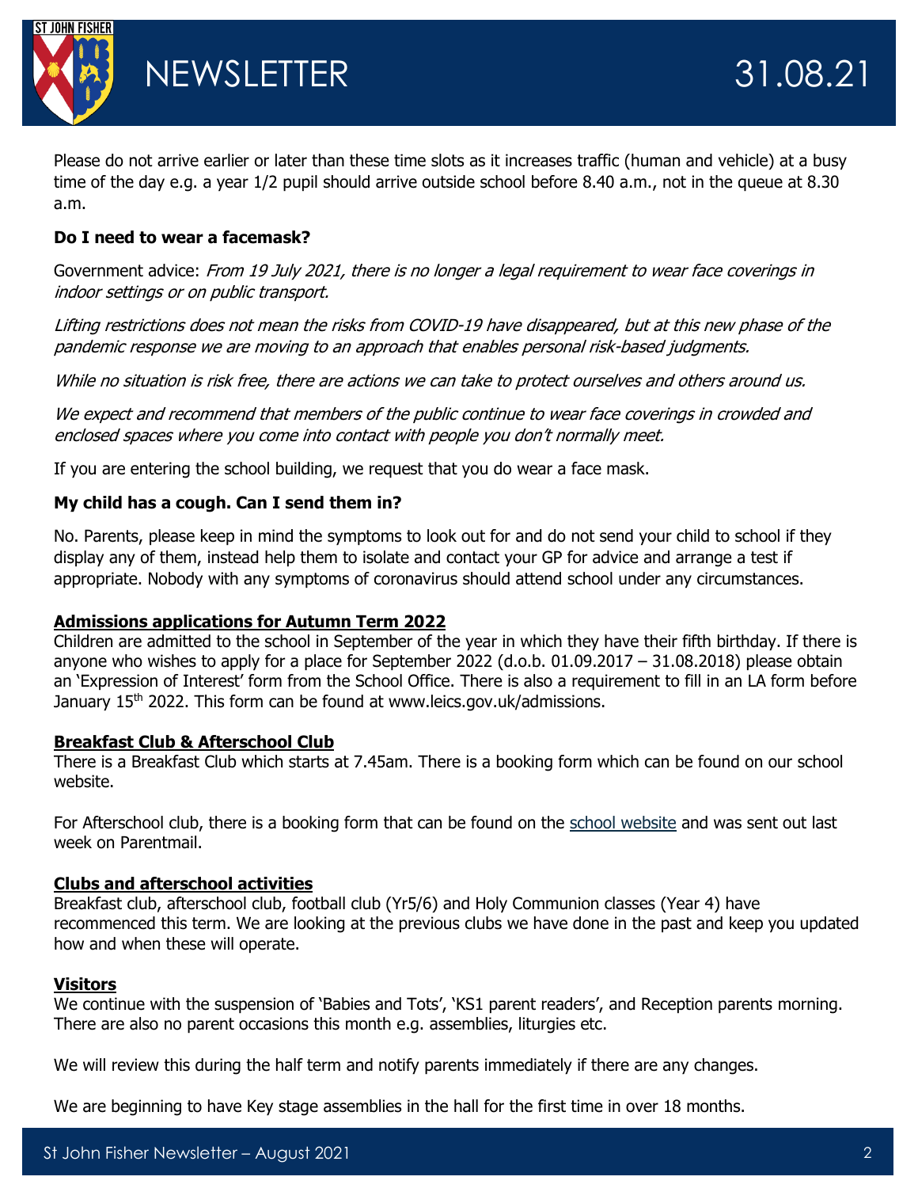Please do not arrive earlier or later than these time slots as it increases traffic (human and vehicle) at a busy time of the day e.g. a year 1/2 pupil should arrive outside school before 8.40 a.m., not in the queue at 8.30 a.m.

**Do I need to wear a facemask?**

Government advice: *From 19 July 2021, there is no longer a legal requirement to wear face coverings in indoor settings or on public transport.*

*Lifting restrictions does not mean the risks from COVID-19 have disappeared, but at this new phase of the pandemic response we are moving to an approach that enables personal risk-based judgments.*

*While no situation is risk free, there are actions we can take to protect ourselves and others around us.*

*We expect and recommend that members of the public continue to wear face coverings in crowded and enclosed spaces where you come into contact with people you don't normally meet.*

If you are entering the school building, we request that you do wear a face mask.

**My child has a cough. Can I send them in?**

No. Parents, please keep in mind the symptoms to look out for and do not send your child to school if they display any of them, instead help them to isolate and contact your GP for advice and arrange a test if appropriate. Nobody with any symptoms of coronavirus should attend school under any circumstances.

**Admissions applications for Autumn Term 2022**

Children are admitted to the school in September of the year in which they have their fifth birthday. If there is anyone who wishes to apply for a place for September 2022 (d.o.b. 01.09.2017 – 31.08.2018) please obtain an 'Expression of Interest' form from the School Office. There is also a requirement to fill in an LA form before January 15th 2022. This form can be found at www.leics.gov.uk/admissions.

**Breakfast Club & Afterschool Club**

There is a Breakfast Club which starts at 7.45am. There is a booking form which can be found on our school website.

For Afterschool club, there is a booking form that can be found on the school website and was sent out last week on Parentmail.

**Clubs and afterschool activities**

Breakfast club, afterschool club, football club (Yr5/6) and Holy Communion classes (Year 4) have recommenced this term. We are looking at the previous clubs we have done in the past and keep you updated how and when these will operate.

**Visitors**

We continue with the suspension of 'Babies and Tots', 'KS1 parent readers', and Reception parents morning. There are also no parent occasions this month e.g. assemblies, liturgies etc.

We will review this during the half term and notify parents immediately if there are any changes.

We are beginning to have Key stage assemblies in the hall for the first time in over 18 months.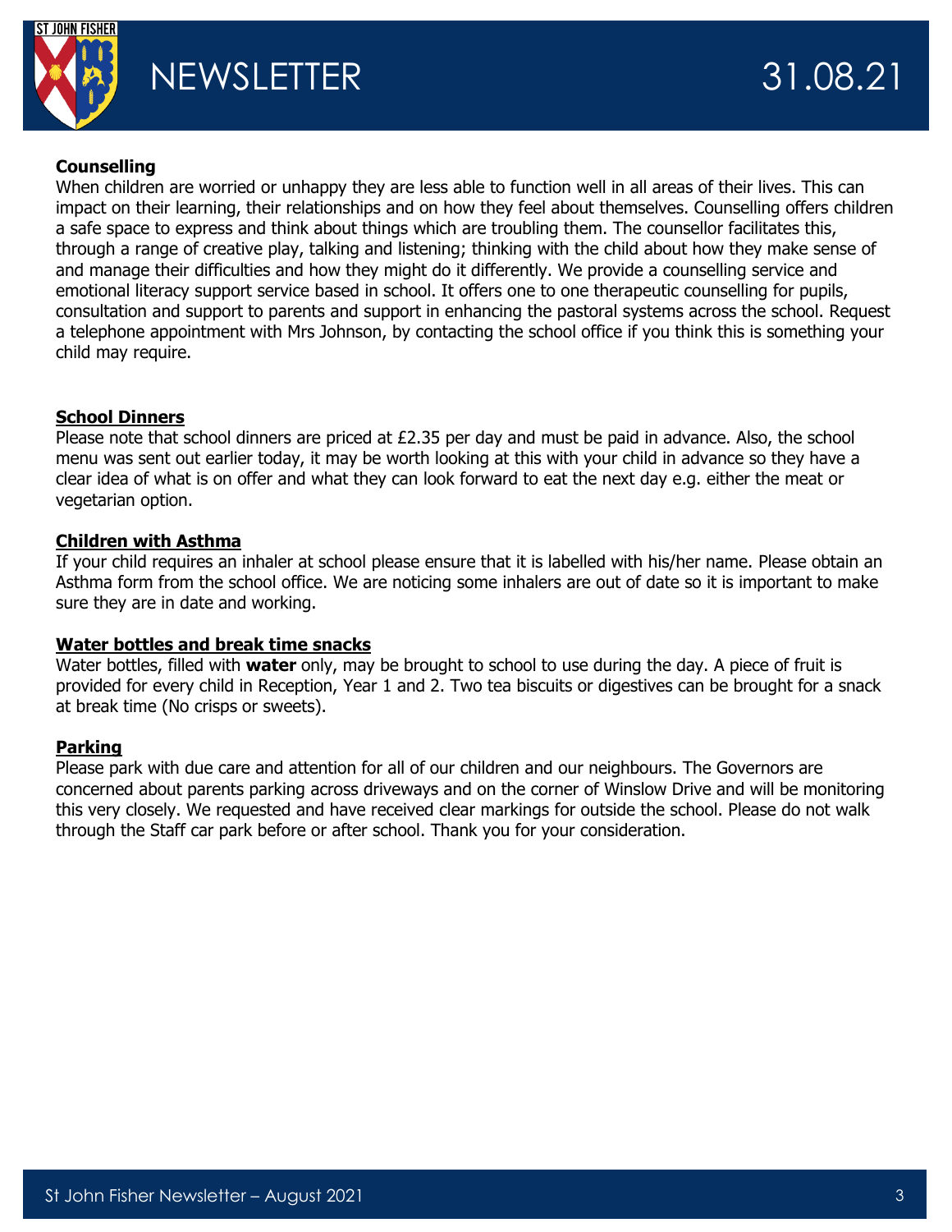**Counselling**

When children are worried or unhappy they are less able to function well in all areas of their lives. This can impact on their learning, their relationships and on how they feel about themselves. Counselling offers children a safe space to express and think about things which are troubling them. The counsellor facilitates this, through a range of creative play, talking and listening; thinking with the child about how they make sense of and manage their difficulties and how they might do it differently. We provide a counselling service and emotional literacy support service based in school. It offers one to one therapeutic counselling for pupils, consultation and support to parents and support in enhancing the pastoral systems across the school. Request a telephone appointment with Mrs Johnson, by contacting the school office if you think this is something your child may require.

**School Dinners**

Please note that school dinners are priced at £2.35 per day and must be paid in advance. Also, the school menu was sent out earlier today, it may be worth looking at this with your child in advance so they have a clear idea of what is on offer and what they can look forward to eat the next day e.g. either the meat or vegetarian option.

**Children with Asthma**

If your child requires an inhaler at school please ensure that it is labelled with his/her name. Please obtain an Asthma form from the school office. We are noticing some inhalers are out of date so it is important to make sure they are in date and working.

**Water bottles and break time snacks**

Water bottles, filled with **water** only, may be brought to school to use during the day. A piece of fruit is provided for every child in Reception, Year 1 and 2. Two tea biscuits or digestives can be brought for a snack at break time (No crisps or sweets).

**Parking**

Please park with due care and attention for all of our children and our neighbours. The Governors are concerned about parents parking across driveways and on the corner of Winslow Drive and will be monitoring this very closely. We requested and have received clear markings for outside the school. Please do not walk through the Staff car park before or after school. Thank you for your consideration.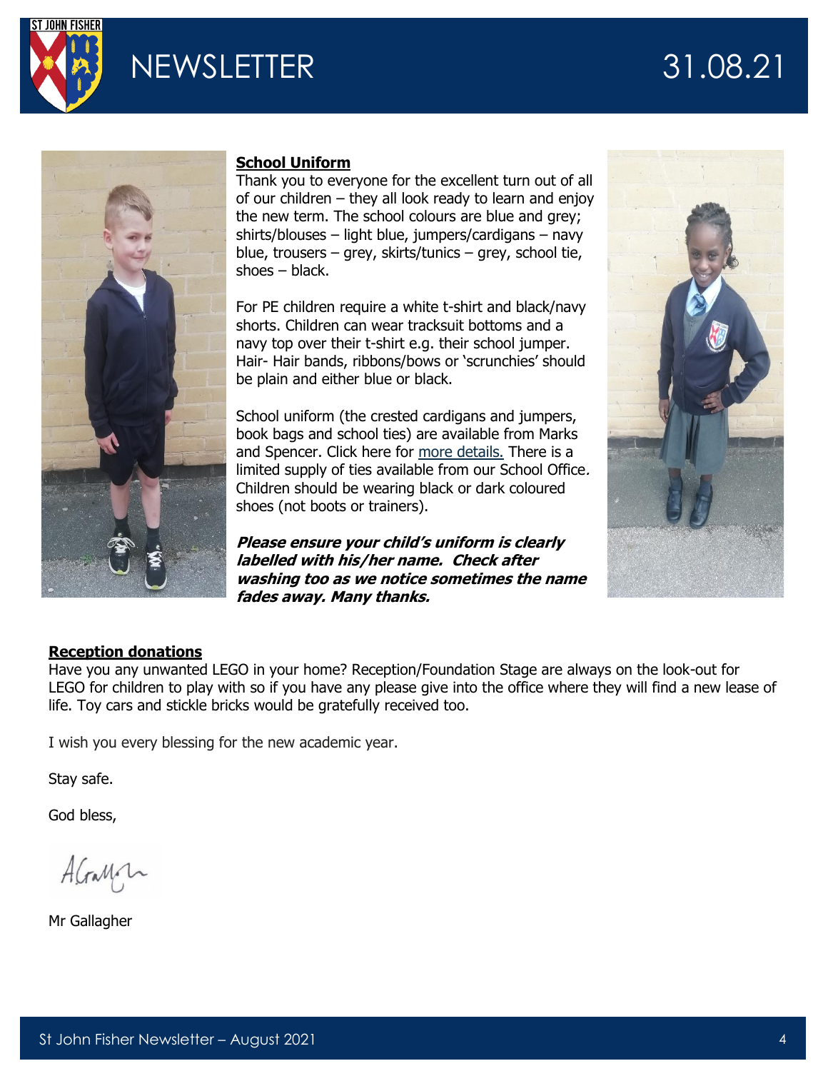# NEWSLETTER 31.08.21

**School Uniform**

Thank you to everyone for the excellent turn out of all of our children – they all look ready to learn and enjoy the new term. The school colours are blue and grey; shirts/blouses – light blue, jumpers/cardigans – navy blue, trousers – grey, skirts/tunics – grey, school tie, shoes – black.

For PE children require a white t-shirt and black/navy shorts. Children can wear tracksuit bottoms and a navy top over their t-shirt e.g. their school jumper. Hair- Hair bands, ribbons/bows or 'scrunchies' should be plain and either blue or black.

School uniform (the crested cardigans and jumpers, book bags and school ties) are available from Marks and Spencer. Click here for more details. There is a limited supply of ties available from our School Office. Children should be wearing black or dark coloured shoes (not boots or trainers).

***Please ensure your child's uniform is clearly labelled with his/her name. Check after washing too as we notice sometimes the name fades away. Many thanks.***

**Reception donations**

Have you any unwanted LEGO in your home? Reception/Foundation Stage are always on the look-out for LEGO for children to play with so if you have any please give into the office where they will find a new lease of life. Toy cars and stickle bricks would be gratefully received too.

I wish you every blessing for the new academic year.

Stay safe.

God bless,

Mr Gallagher